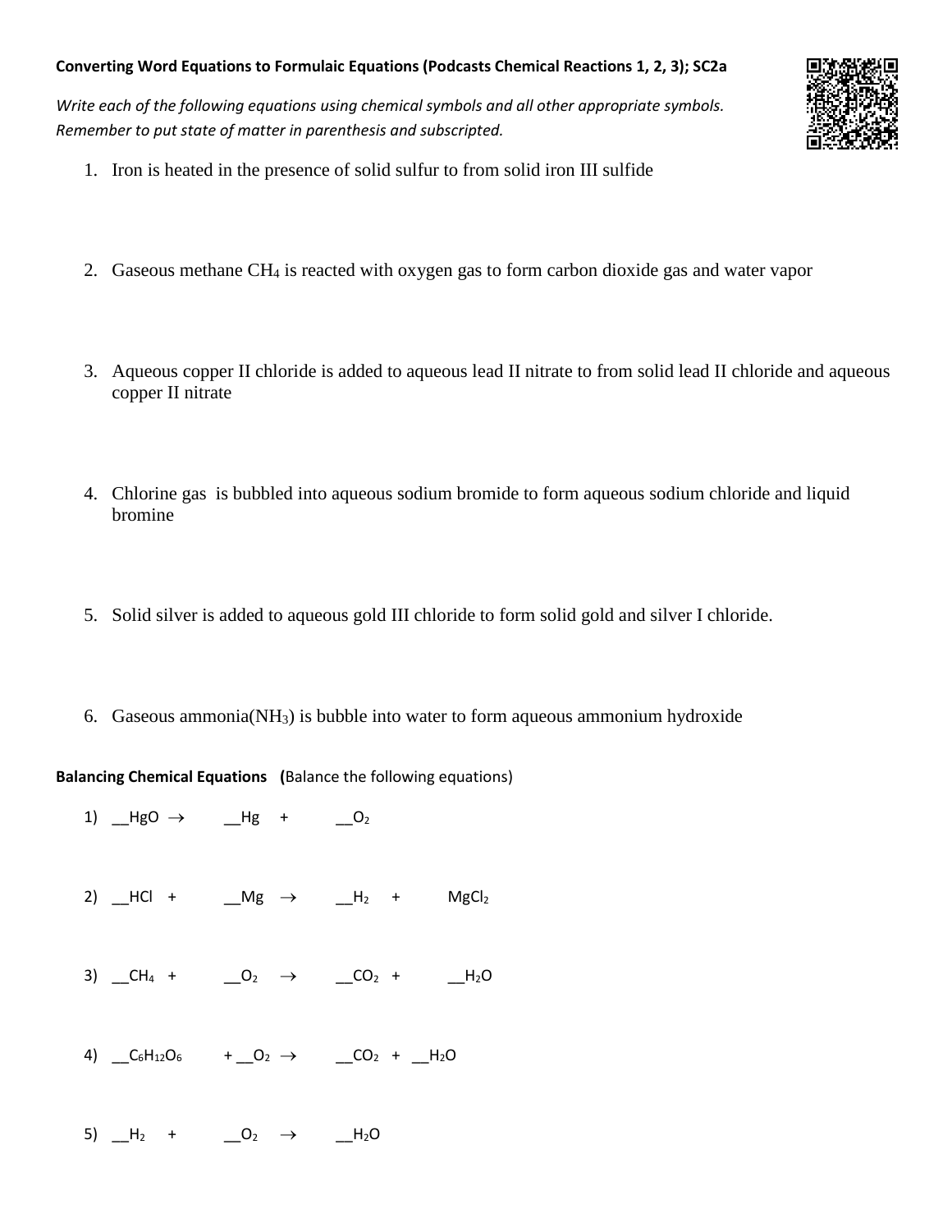**Converting Word Equations to Formulaic Equations (Podcasts Chemical Reactions 1, 2, 3); SC2a**

*Write each of the following equations using chemical symbols and all other appropriate symbols. Remember to put state of matter in parenthesis and subscripted.*

1. Iron is heated in the presence of solid sulfur to from solid iron III sulfide

2. Gaseous methane $CH_4$ is reacted with oxygen gas to form carbon dioxide gas and water vapor

3. Aqueous copper II chloride is added to aqueous lead II nitrate to from solid lead II chloride and aqueous copper II nitrate

4. Chlorine gas is bubbled into aqueous sodium bromide to form aqueous sodium chloride and liquid bromine

5. Solid silver is added to aqueous gold III chloride to form solid gold and silver I chloride.

6. Gaseous ammonia($NH_3$) is bubble into water to form aqueous ammonium hydroxide

**Balancing Chemical Equations** (Balance the following equations)

1) __$HgO$ $\rightarrow$ __$Hg$ + __$O_2$

2) __$HCl$ + __$Mg$ $\rightarrow$ __$H_2$ + $MgCl_2$

3) __$CH_4$ + __$O_2$ $\rightarrow$ __$CO_2$ + __$H_2O$

4) __$C_6H_{12}O_6$ + __$O_2$ $\rightarrow$ __$CO_2$ + __$H_2O$

5) __$H_2$ + __$O_2$ $\rightarrow$ __$H_2O$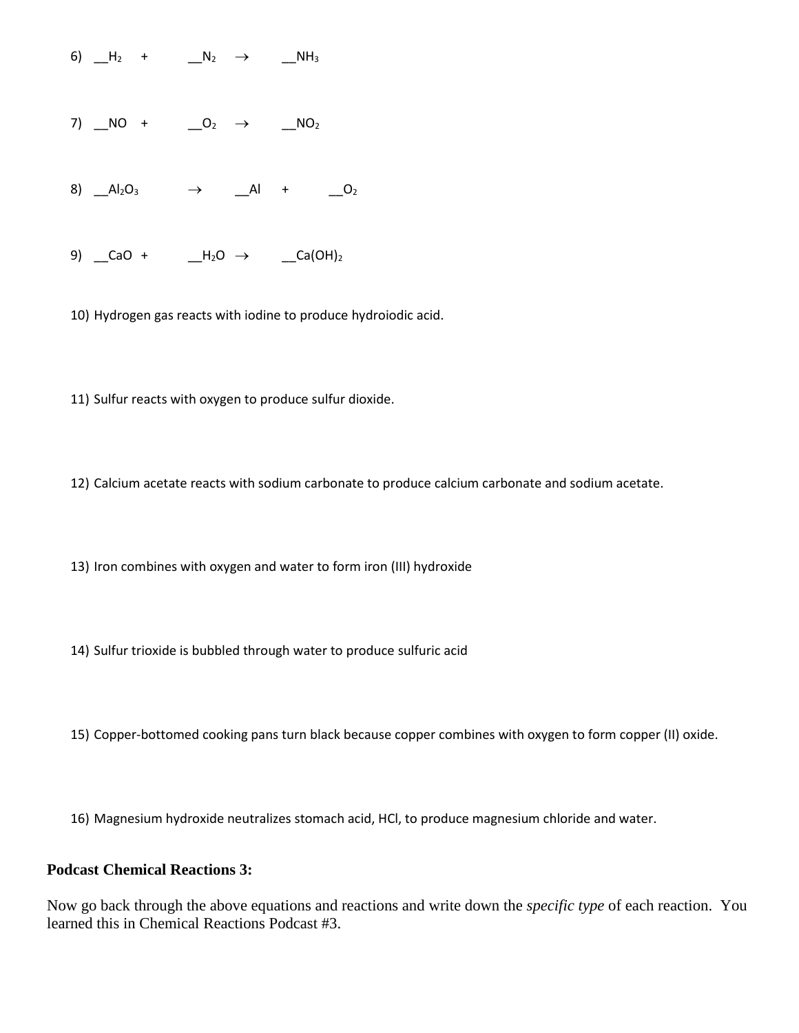6) $\_\_H_2$ + $\_\_N_2$ $\rightarrow$ $\_\_NH_3$

7) $\_\_NO$ + $\_\_O_2$ $\rightarrow$ $\_\_NO_2$

8) $\_\_Al_2O_3$ $\rightarrow$ $\_\_Al$ + $\_\_O_2$

9) $\_\_CaO$ + $\_\_H_2O$ $\rightarrow$ $\_\_Ca(OH)_2$

10) Hydrogen gas reacts with iodine to produce hydroiodic acid.

11) Sulfur reacts with oxygen to produce sulfur dioxide.

12) Calcium acetate reacts with sodium carbonate to produce calcium carbonate and sodium acetate.

13) Iron combines with oxygen and water to form iron (III) hydroxide

14) Sulfur trioxide is bubbled through water to produce sulfuric acid

15) Copper-bottomed cooking pans turn black because copper combines with oxygen to form copper (II) oxide.

16) Magnesium hydroxide neutralizes stomach acid, HCl, to produce magnesium chloride and water.

**Podcast Chemical Reactions 3:**

Now go back through the above equations and reactions and write down the *specific type* of each reaction. You learned this in Chemical Reactions Podcast #3.